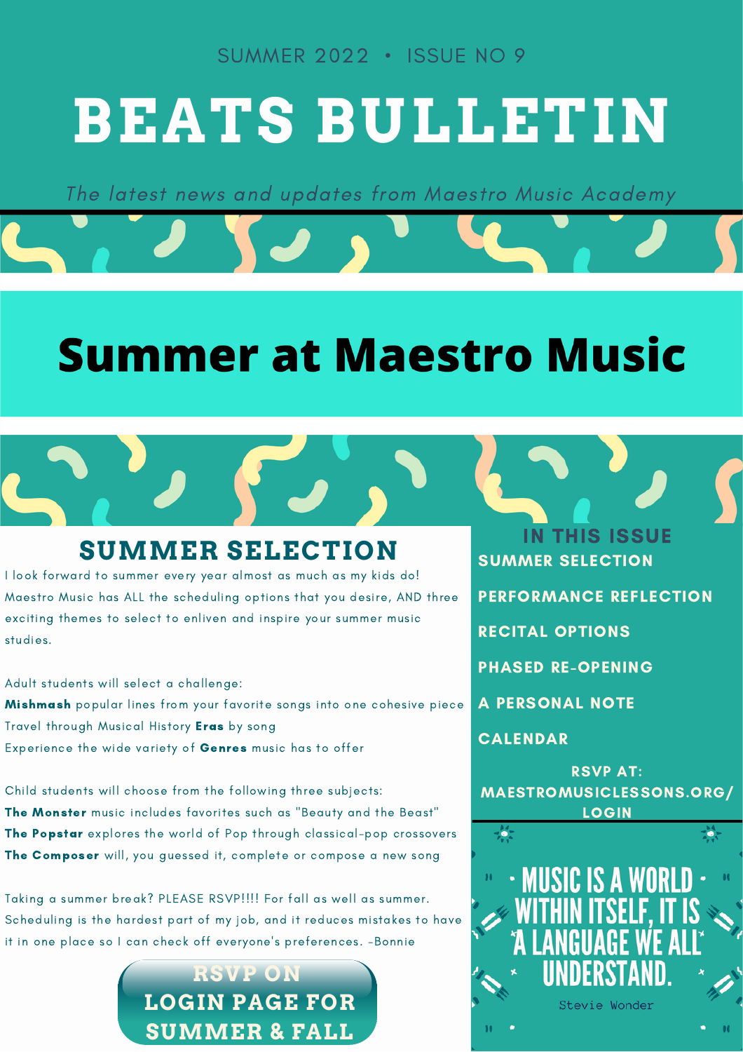SUMMER 2022 • ISSUE NO 9

# BEATS BULLETIN

*The latest news and updates from Maestro Music Academy*

# Summer at Maestro Music

## SUMMER SELECTION

I look forward to summer every year almost as much as my kids do! Maestro Music has ALL the scheduling options that you desire, AND three exciting themes to select to enliven and inspire your summer music studies.

Adult students will select a challenge:
**Mishmash** popular lines from your favorite songs into one cohesive piece
Travel through Musical History **Eras** by song
Experience the wide variety of **Genres** music has to offer

Child students will choose from the following three subjects:
**The Monster** music includes favorites such as "Beauty and the Beast"
**The Popstar** explores the world of Pop through classical-pop crossovers
**The Composer** will, you guessed it, complete or compose a new song

Taking a summer break? PLEASE RSVP!!!! For fall as well as summer. Scheduling is the hardest part of my job, and it reduces mistakes to have it in one place so I can check off everyone's preferences. -Bonnie

**RSVP ON LOGIN PAGE FOR SUMMER & FALL**

## IN THIS ISSUE

- SUMMER SELECTION
- PERFORMANCE REFLECTION
- RECITAL OPTIONS
- PHASED RE-OPENING
- A PERSONAL NOTE
- CALENDAR

RSVP AT: MAESTROMUSICLESSONS.ORG/LOGIN

MUSIC IS A WORLD WITHIN ITSELF, IT IS A LANGUAGE WE ALL UNDERSTAND.

Stevie Wonder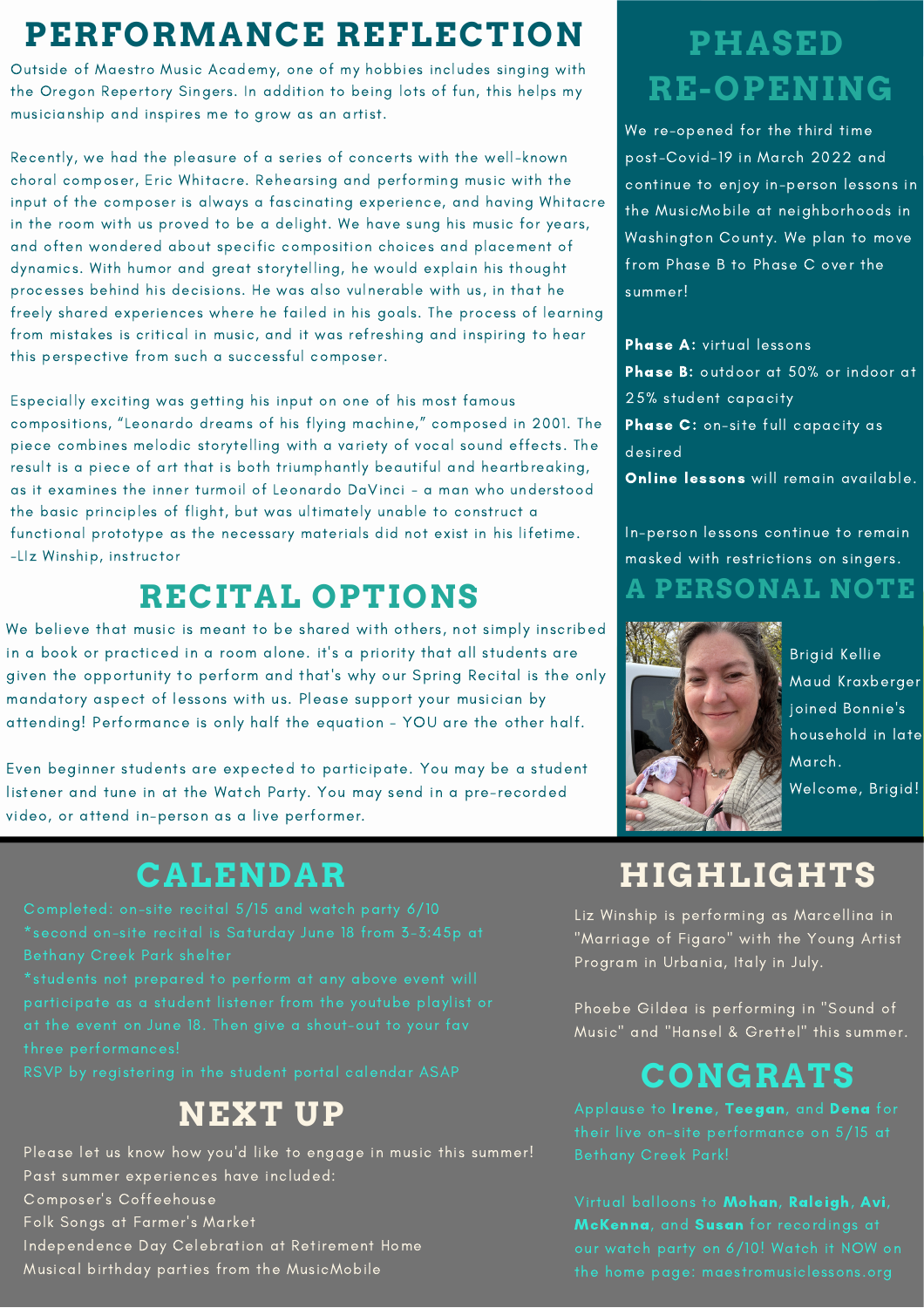# PERFORMANCE REFLECTION

Outside of Maestro Music Academy, one of my hobbies includes singing with the Oregon Repertory Singers. In addition to being lots of fun, this helps my musicianship and inspires me to grow as an artist.

Recently, we had the pleasure of a series of concerts with the well-known choral composer, Eric Whitacre. Rehearsing and performing music with the input of the composer is always a fascinating experience, and having Whitacre in the room with us proved to be a delight. We have sung his music for years, and often wondered about specific composition choices and placement of dynamics. With humor and great storytelling, he would explain his thought processes behind his decisions. He was also vulnerable with us, in that he freely shared experiences where he failed in his goals. The process of learning from mistakes is critical in music, and it was refreshing and inspiring to hear this perspective from such a successful composer.

Especially exciting was getting his input on one of his most famous compositions, "Leonardo dreams of his flying machine," composed in 2001. The piece combines melodic storytelling with a variety of vocal sound effects. The result is a piece of art that is both triumphantly beautiful and heartbreaking, as it examines the inner turmoil of Leonardo DaVinci - a man who understood the basic principles of flight, but was ultimately unable to construct a functional prototype as the necessary materials did not exist in his lifetime.
-LIz Winship, instructor

# RECITAL OPTIONS

We believe that music is meant to be shared with others, not simply inscribed in a book or practiced in a room alone. it's a priority that all students are given the opportunity to perform and that's why our Spring Recital is the only mandatory aspect of lessons with us. Please support your musician by attending! Performance is only half the equation - YOU are the other half.

Even beginner students are expected to participate. You may be a student listener and tune in at the Watch Party. You may send in a pre-recorded video, or attend in-person as a live performer.

# PHASED RE-OPENING

We re-opened for the third time post-Covid-19 in March 2022 and continue to enjoy in-person lessons in the MusicMobile at neighborhoods in Washington County. We plan to move from Phase B to Phase C over the summer!

**Phase A:** virtual lessons
**Phase B:** outdoor at 50% or indoor at 25% student capacity
**Phase C:** on-site full capacity as desired
**Online lessons** will remain available.

In-person lessons continue to remain masked with restrictions on singers.

# A PERSONAL NOTE

Brigid Kellie Maud Kraxberger joined Bonnie's household in late March.
Welcome, Brigid!

# CALENDAR

Completed: on-site recital 5/15 and watch party 6/10
*second on-site recital is Saturday June 18 from 3-3:45p at Bethany Creek Park shelter
*students not prepared to perform at any above event will participate as a student listener from the youtube playlist or at the event on June 18. Then give a shout-out to your fav three performances!
RSVP by registering in the student portal calendar ASAP

# NEXT UP

Please let us know how you'd like to engage in music this summer!
Past summer experiences have included:
Composer's Coffeehouse
Folk Songs at Farmer's Market
Independence Day Celebration at Retirement Home
Musical birthday parties from the MusicMobile

# HIGHLIGHTS

Liz Winship is performing as Marcellina in "Marriage of Figaro" with the Young Artist Program in Urbania, Italy in July.

Phoebe Gildea is performing in "Sound of Music" and "Hansel & Grettel" this summer.

# CONGRATS

Applause to **Irene**, **Teegan**, and **Dena** for their live on-site performance on 5/15 at Bethany Creek Park!

Virtual balloons to **Mohan**, **Raleigh**, **Avi**, **McKenna**, and **Susan** for recordings at our watch party on 6/10! Watch it NOW on the home page: maestromusiclessons.org